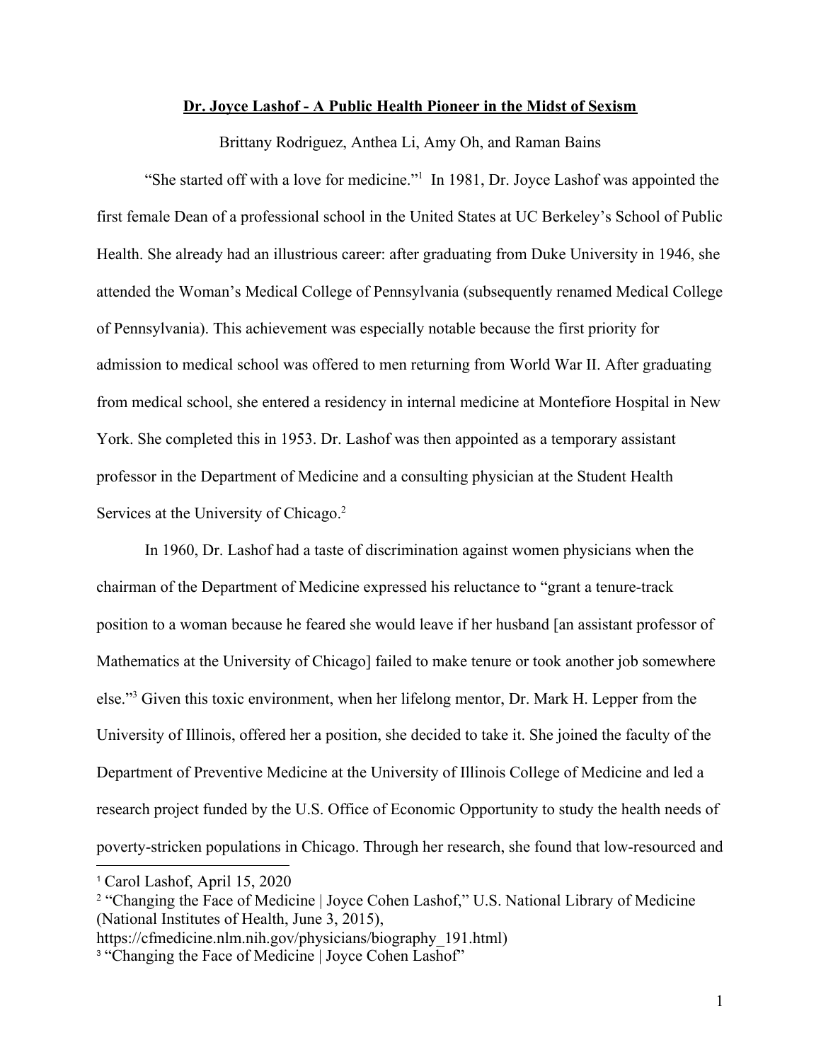**Dr. Joyce Lashof - A Public Health Pioneer in the Midst of Sexism**

Brittany Rodriguez, Anthea Li, Amy Oh, and Raman Bains

"She started off with a love for medicine."[1] In 1981, Dr. Joyce Lashof was appointed the first female Dean of a professional school in the United States at UC Berkeley's School of Public Health. She already had an illustrious career: after graduating from Duke University in 1946, she attended the Woman's Medical College of Pennsylvania (subsequently renamed Medical College of Pennsylvania). This achievement was especially notable because the first priority for admission to medical school was offered to men returning from World War II. After graduating from medical school, she entered a residency in internal medicine at Montefiore Hospital in New York. She completed this in 1953. Dr. Lashof was then appointed as a temporary assistant professor in the Department of Medicine and a consulting physician at the Student Health Services at the University of Chicago.[2]

In 1960, Dr. Lashof had a taste of discrimination against women physicians when the chairman of the Department of Medicine expressed his reluctance to "grant a tenure-track position to a woman because he feared she would leave if her husband [an assistant professor of Mathematics at the University of Chicago] failed to make tenure or took another job somewhere else."[3] Given this toxic environment, when her lifelong mentor, Dr. Mark H. Lepper from the University of Illinois, offered her a position, she decided to take it. She joined the faculty of the Department of Preventive Medicine at the University of Illinois College of Medicine and led a research project funded by the U.S. Office of Economic Opportunity to study the health needs of poverty-stricken populations in Chicago. Through her research, she found that low-resourced and

---

[1] Carol Lashof, April 15, 2020

[2] "Changing the Face of Medicine | Joyce Cohen Lashof," U.S. National Library of Medicine (National Institutes of Health, June 3, 2015), https://cfmedicine.nlm.nih.gov/physicians/biography_191.html)

[3] "Changing the Face of Medicine | Joyce Cohen Lashof"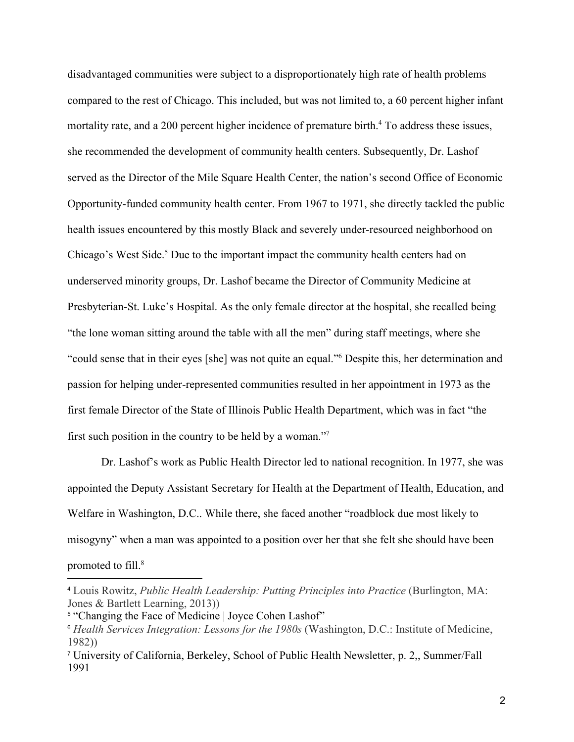disadvantaged communities were subject to a disproportionately high rate of health problems compared to the rest of Chicago. This included, but was not limited to, a 60 percent higher infant mortality rate, and a 200 percent higher incidence of premature birth.[4] To address these issues, she recommended the development of community health centers. Subsequently, Dr. Lashof served as the Director of the Mile Square Health Center, the nation's second Office of Economic Opportunity-funded community health center. From 1967 to 1971, she directly tackled the public health issues encountered by this mostly Black and severely under-resourced neighborhood on Chicago's West Side.[5] Due to the important impact the community health centers had on underserved minority groups, Dr. Lashof became the Director of Community Medicine at Presbyterian-St. Luke's Hospital. As the only female director at the hospital, she recalled being "the lone woman sitting around the table with all the men" during staff meetings, where she "could sense that in their eyes [she] was not quite an equal."[6] Despite this, her determination and passion for helping under-represented communities resulted in her appointment in 1973 as the first female Director of the State of Illinois Public Health Department, which was in fact "the first such position in the country to be held by a woman."[7]

Dr. Lashof's work as Public Health Director led to national recognition. In 1977, she was appointed the Deputy Assistant Secretary for Health at the Department of Health, Education, and Welfare in Washington, D.C.. While there, she faced another "roadblock due most likely to misogyny" when a man was appointed to a position over her that she felt she should have been promoted to fill.[8]

---

[4] Louis Rowitz, *Public Health Leadership: Putting Principles into Practice* (Burlington, MA: Jones & Bartlett Learning, 2013))

[5] "Changing the Face of Medicine | Joyce Cohen Lashof"

[6] *Health Services Integration: Lessons for the 1980s* (Washington, D.C.: Institute of Medicine, 1982))

[7] University of California, Berkeley, School of Public Health Newsletter, p. 2,, Summer/Fall 1991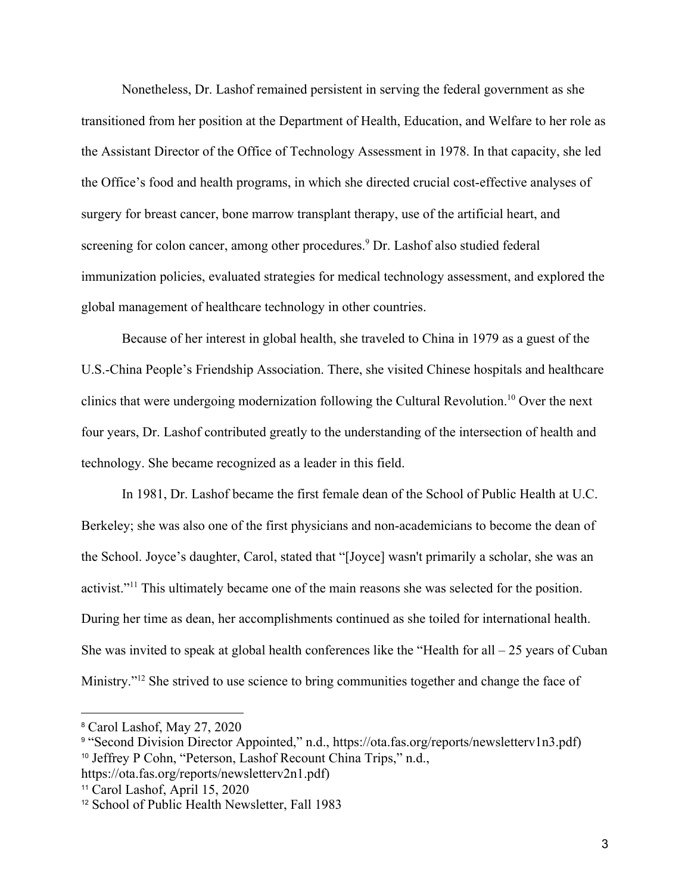Nonetheless, Dr. Lashof remained persistent in serving the federal government as she transitioned from her position at the Department of Health, Education, and Welfare to her role as the Assistant Director of the Office of Technology Assessment in 1978. In that capacity, she led the Office's food and health programs, in which she directed crucial cost-effective analyses of surgery for breast cancer, bone marrow transplant therapy, use of the artificial heart, and screening for colon cancer, among other procedures.[9] Dr. Lashof also studied federal immunization policies, evaluated strategies for medical technology assessment, and explored the global management of healthcare technology in other countries.

Because of her interest in global health, she traveled to China in 1979 as a guest of the U.S.-China People's Friendship Association. There, she visited Chinese hospitals and healthcare clinics that were undergoing modernization following the Cultural Revolution.[10] Over the next four years, Dr. Lashof contributed greatly to the understanding of the intersection of health and technology. She became recognized as a leader in this field.

In 1981, Dr. Lashof became the first female dean of the School of Public Health at U.C. Berkeley; she was also one of the first physicians and non-academicians to become the dean of the School. Joyce's daughter, Carol, stated that "[Joyce] wasn't primarily a scholar, she was an activist."[11] This ultimately became one of the main reasons she was selected for the position. During her time as dean, her accomplishments continued as she toiled for international health. She was invited to speak at global health conferences like the "Health for all – 25 years of Cuban Ministry."[12] She strived to use science to bring communities together and change the face of

---

[8] Carol Lashof, May 27, 2020

[9] "Second Division Director Appointed," n.d., https://ota.fas.org/reports/newsletterv1n3.pdf)

[10] Jeffrey P Cohn, "Peterson, Lashof Recount China Trips," n.d., https://ota.fas.org/reports/newsletterv2n1.pdf)

[11] Carol Lashof, April 15, 2020

[12] School of Public Health Newsletter, Fall 1983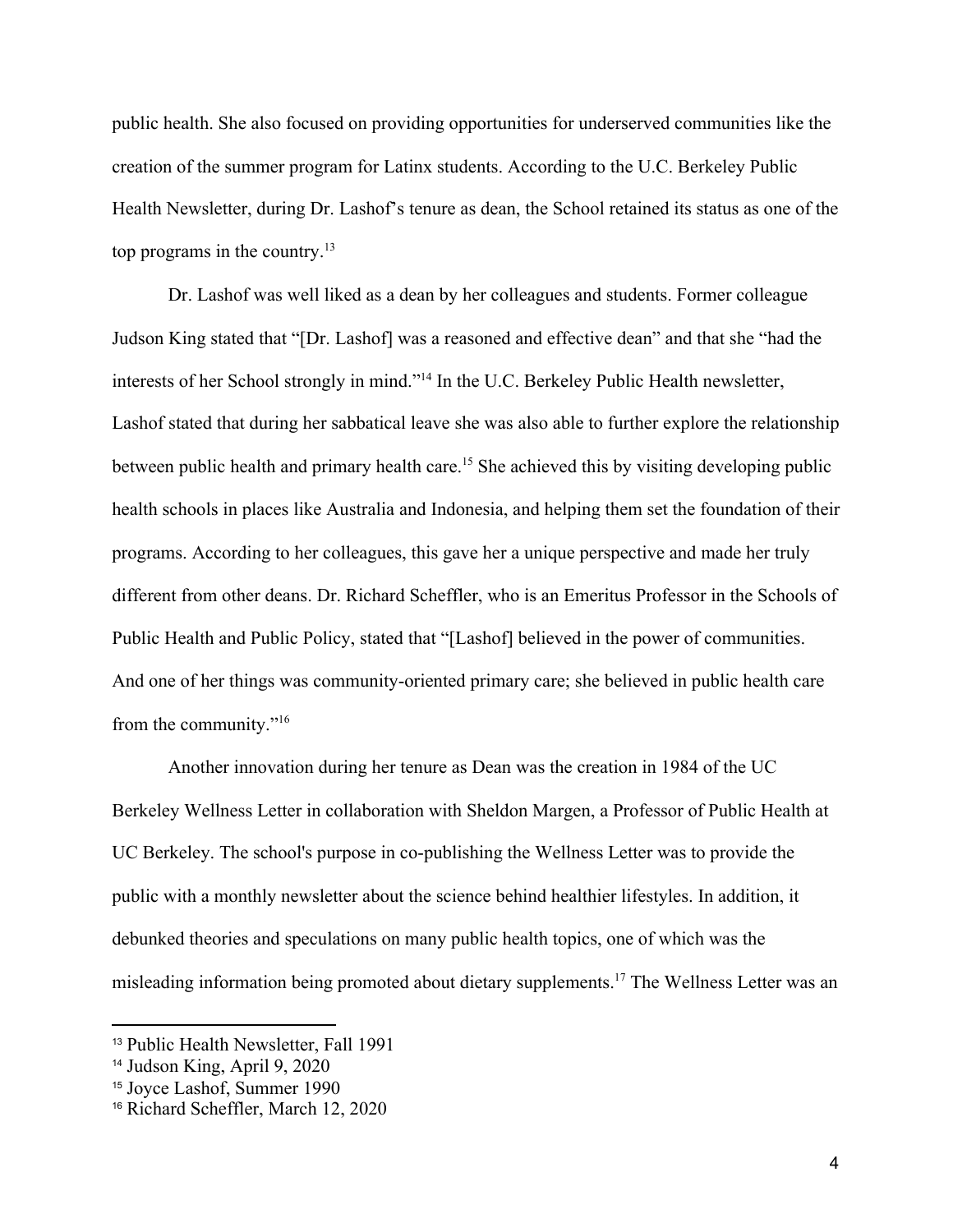public health. She also focused on providing opportunities for underserved communities like the creation of the summer program for Latinx students. According to the U.C. Berkeley Public Health Newsletter, during Dr. Lashof's tenure as dean, the School retained its status as one of the top programs in the country.[13]

Dr. Lashof was well liked as a dean by her colleagues and students. Former colleague Judson King stated that "[Dr. Lashof] was a reasoned and effective dean" and that she "had the interests of her School strongly in mind."[14] In the U.C. Berkeley Public Health newsletter, Lashof stated that during her sabbatical leave she was also able to further explore the relationship between public health and primary health care.[15] She achieved this by visiting developing public health schools in places like Australia and Indonesia, and helping them set the foundation of their programs. According to her colleagues, this gave her a unique perspective and made her truly different from other deans. Dr. Richard Scheffler, who is an Emeritus Professor in the Schools of Public Health and Public Policy, stated that "[Lashof] believed in the power of communities. And one of her things was community-oriented primary care; she believed in public health care from the community."[16]

Another innovation during her tenure as Dean was the creation in 1984 of the UC Berkeley Wellness Letter in collaboration with Sheldon Margen, a Professor of Public Health at UC Berkeley. The school's purpose in co-publishing the Wellness Letter was to provide the public with a monthly newsletter about the science behind healthier lifestyles. In addition, it debunked theories and speculations on many public health topics, one of which was the misleading information being promoted about dietary supplements.[17] The Wellness Letter was an

---

[13] Public Health Newsletter, Fall 1991

[14] Judson King, April 9, 2020

[15] Joyce Lashof, Summer 1990

[16] Richard Scheffler, March 12, 2020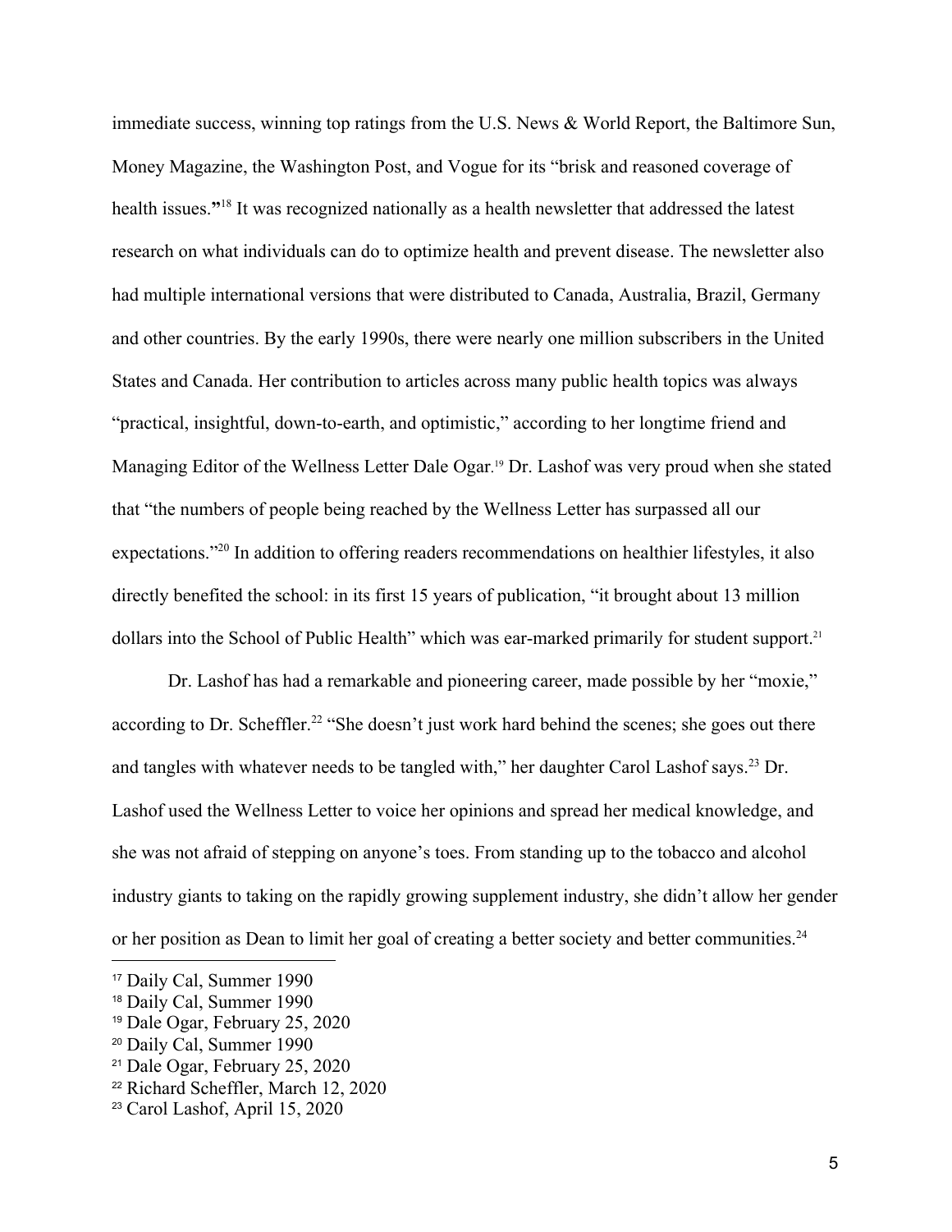immediate success, winning top ratings from the U.S. News & World Report, the Baltimore Sun, Money Magazine, the Washington Post, and Vogue for its "brisk and reasoned coverage of health issues."[18] It was recognized nationally as a health newsletter that addressed the latest research on what individuals can do to optimize health and prevent disease. The newsletter also had multiple international versions that were distributed to Canada, Australia, Brazil, Germany and other countries. By the early 1990s, there were nearly one million subscribers in the United States and Canada. Her contribution to articles across many public health topics was always "practical, insightful, down-to-earth, and optimistic," according to her longtime friend and Managing Editor of the Wellness Letter Dale Ogar.[19] Dr. Lashof was very proud when she stated that "the numbers of people being reached by the Wellness Letter has surpassed all our expectations."[20] In addition to offering readers recommendations on healthier lifestyles, it also directly benefited the school: in its first 15 years of publication, "it brought about 13 million dollars into the School of Public Health" which was ear-marked primarily for student support.[21]

Dr. Lashof has had a remarkable and pioneering career, made possible by her "moxie," according to Dr. Scheffler.[22] "She doesn't just work hard behind the scenes; she goes out there and tangles with whatever needs to be tangled with," her daughter Carol Lashof says.[23] Dr. Lashof used the Wellness Letter to voice her opinions and spread her medical knowledge, and she was not afraid of stepping on anyone's toes. From standing up to the tobacco and alcohol industry giants to taking on the rapidly growing supplement industry, she didn't allow her gender or her position as Dean to limit her goal of creating a better society and better communities.[24]

---

[17] Daily Cal, Summer 1990
[18] Daily Cal, Summer 1990
[19] Dale Ogar, February 25, 2020
[20] Daily Cal, Summer 1990
[21] Dale Ogar, February 25, 2020
[22] Richard Scheffler, March 12, 2020
[23] Carol Lashof, April 15, 2020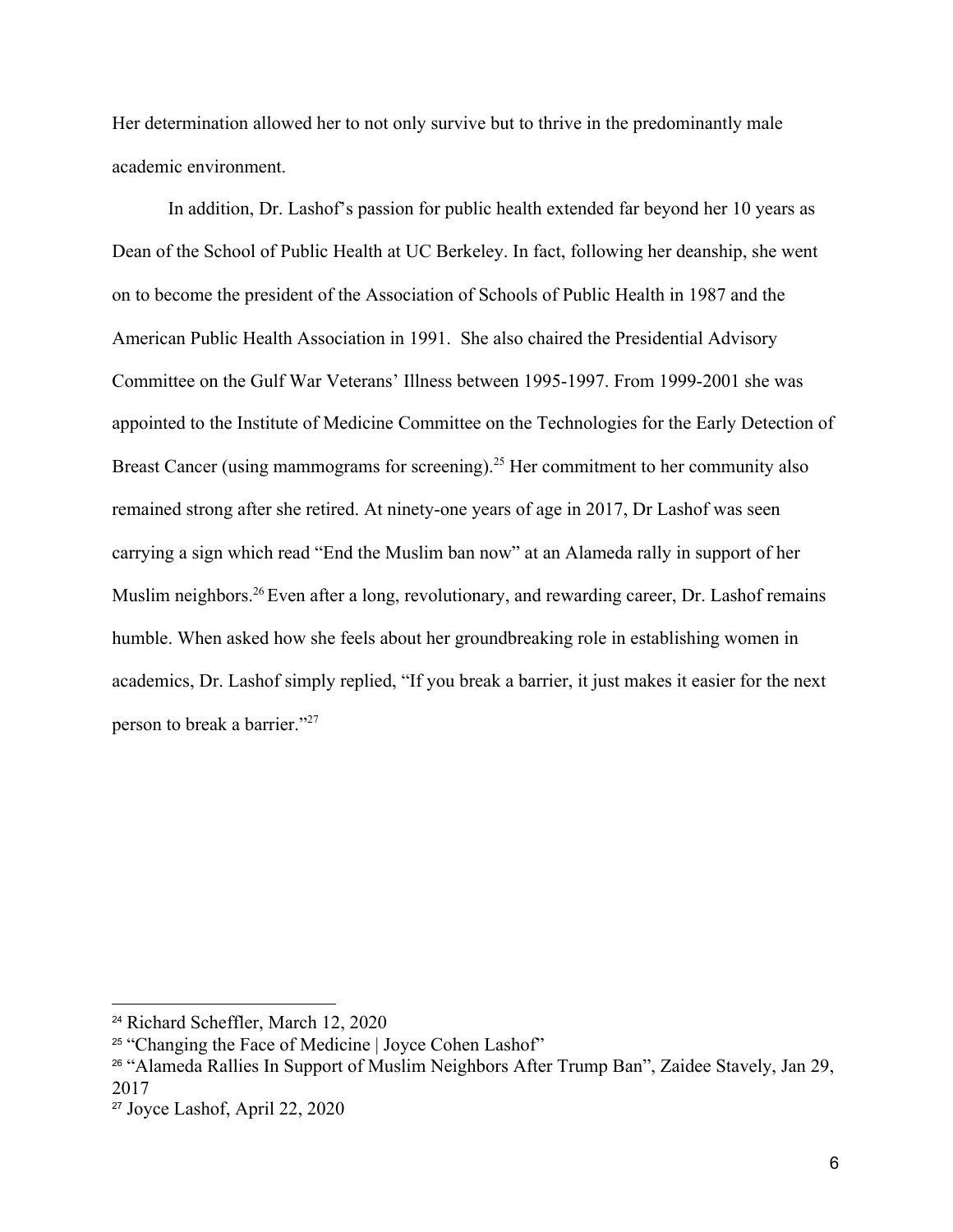Her determination allowed her to not only survive but to thrive in the predominantly male academic environment.

In addition, Dr. Lashof's passion for public health extended far beyond her 10 years as Dean of the School of Public Health at UC Berkeley. In fact, following her deanship, she went on to become the president of the Association of Schools of Public Health in 1987 and the American Public Health Association in 1991. She also chaired the Presidential Advisory Committee on the Gulf War Veterans' Illness between 1995-1997. From 1999-2001 she was appointed to the Institute of Medicine Committee on the Technologies for the Early Detection of Breast Cancer (using mammograms for screening).[25] Her commitment to her community also remained strong after she retired. At ninety-one years of age in 2017, Dr Lashof was seen carrying a sign which read "End the Muslim ban now" at an Alameda rally in support of her Muslim neighbors.[26] Even after a long, revolutionary, and rewarding career, Dr. Lashof remains humble. When asked how she feels about her groundbreaking role in establishing women in academics, Dr. Lashof simply replied, "If you break a barrier, it just makes it easier for the next person to break a barrier."[27]

---

[24] Richard Scheffler, March 12, 2020

[25] "Changing the Face of Medicine | Joyce Cohen Lashof"

[26] "Alameda Rallies In Support of Muslim Neighbors After Trump Ban", Zaidee Stavely, Jan 29, 2017

[27] Joyce Lashof, April 22, 2020